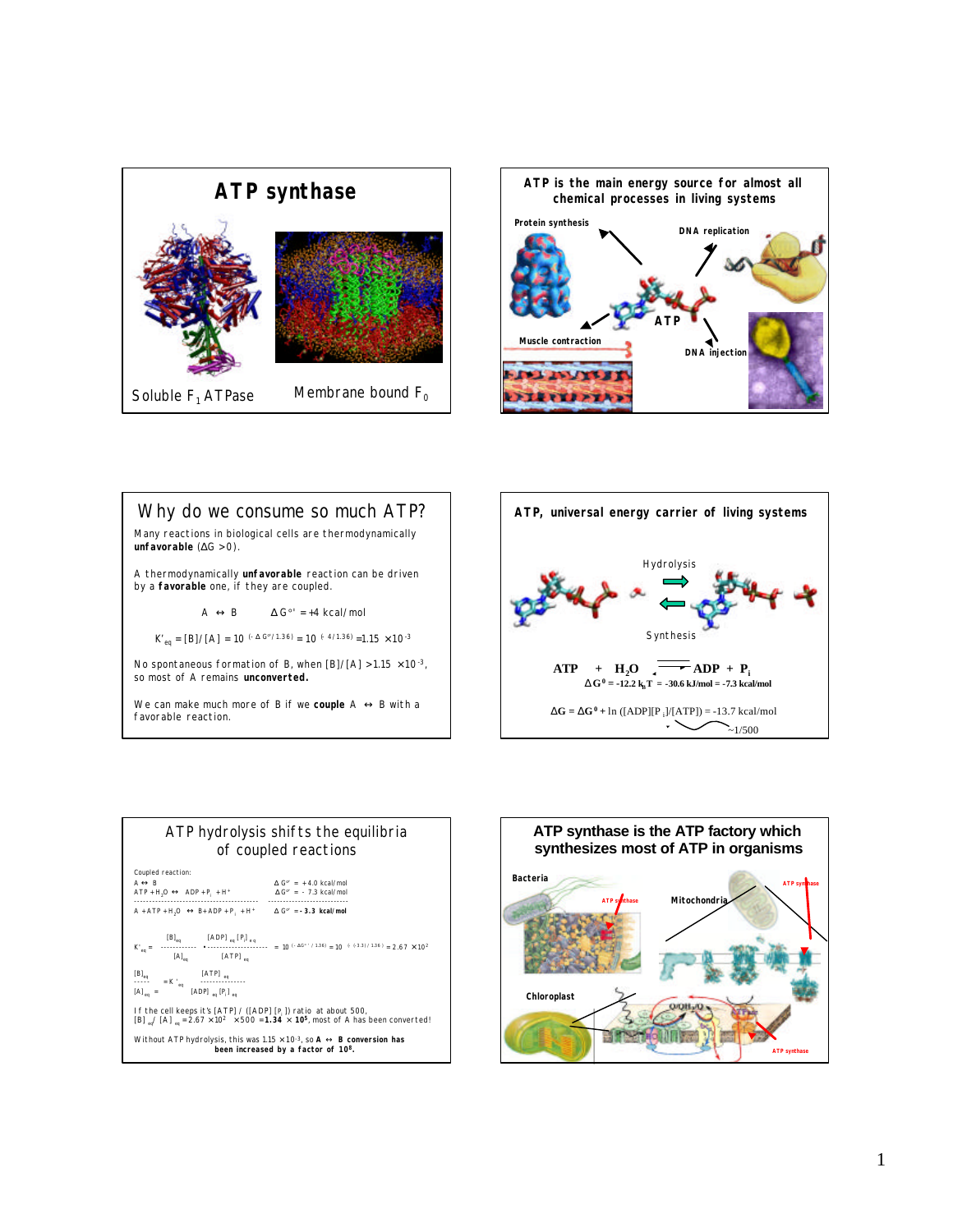## ATP synthase

Soluble $F_1$ ATPase

Membrane bound $F_0$

## ATP is the main energy source for almost all chemical processes in living systems

Protein synthesis

DNA replication

ATP

Muscle contraction

DNA injection

## Why do we consume so much ATP?

Many reactions in biological cells are thermodynamically **unfavorable** ($\Delta G > 0$).

A thermodynamically **unfavorable** reaction can be driven by a **favorable** one, if they are coupled.

$$A \leftrightarrow B \qquad \Delta G^{o'} = +4 \text{ kcal/mol}$$

$$K'_{eq} = [B]/[A] = 10^{(-\Delta G^{o'}/1.36)} = 10^{(-4/1.36)} = 1.15 \times 10^{-3}$$

No spontaneous formation of B, when $[B]/[A] > 1.15 \times 10^{-3}$, so most of A remains **unconverted.**

We can make much more of B if we **couple** $A \leftrightarrow B$ with a favorable reaction.

## ATP, universal energy carrier of living systems

Hydrolysis

Synthesis

$$ATP + H_2O \rightleftharpoons ADP + P_i$$

$$\Delta G^0 = -12.2\, k_bT = -30.6 \text{ kJ/mol} = -7.3 \text{ kcal/mol}$$

$$\Delta G = \Delta G^0 + \ln([ADP][P_i]/[ATP]) = -13.7 \text{ kcal/mol}$$

~1/500

## ATP hydrolysis shifts the equilibria of coupled reactions

Coupled reaction:

| | |
|---|---|
| $A \leftrightarrow B$ | $\Delta G^{o'} = +4.0$ kcal/mol |
| $ATP + H_2O \leftrightarrow ADP + P_i + H^+$ | $\Delta G^{o'} = -7.3$ kcal/mol |
| $A + ATP + H_2O \leftrightarrow B + ADP + P_i + H^+$ | $\Delta G^{o'} =$ **-3.3 kcal/mol** |

$$K'_{eq} = \frac{[B]_{eq}}{[A]_{eq}} \cdot \frac{[ADP]_{eq}[P_i]_{eq}}{[ATP]_{eq}} = 10^{(-\Delta G^{o'}/1.36)} = 10^{(-(-3.3)/1.36)} = 2.67 \times 10^2$$

$$\frac{[B]_{eq}}{[A]_{eq}} = K'_{eq} \frac{[ATP]_{eq}}{[ADP]_{eq}[P_i]_{eq}}$$

If the cell keeps it's $[ATP]/([ADP][P_i])$ ratio at about 500, $[B]_{eq}/[A]_{eq} = 2.67 \times 10^2 \times 500 =$ **$1.34 \times 10^5$**, most of A has been converted!

Without ATP hydrolysis, this was $1.15 \times 10^{-3}$, so **$A \leftrightarrow B$ conversion has been increased by a factor of $10^8$.**

## ATP synthase is the ATP factory which synthesizes most of ATP in organisms

Bacteria

ATP synthase

Mitochondria

ATP synthase

Chloroplast

ATP synthase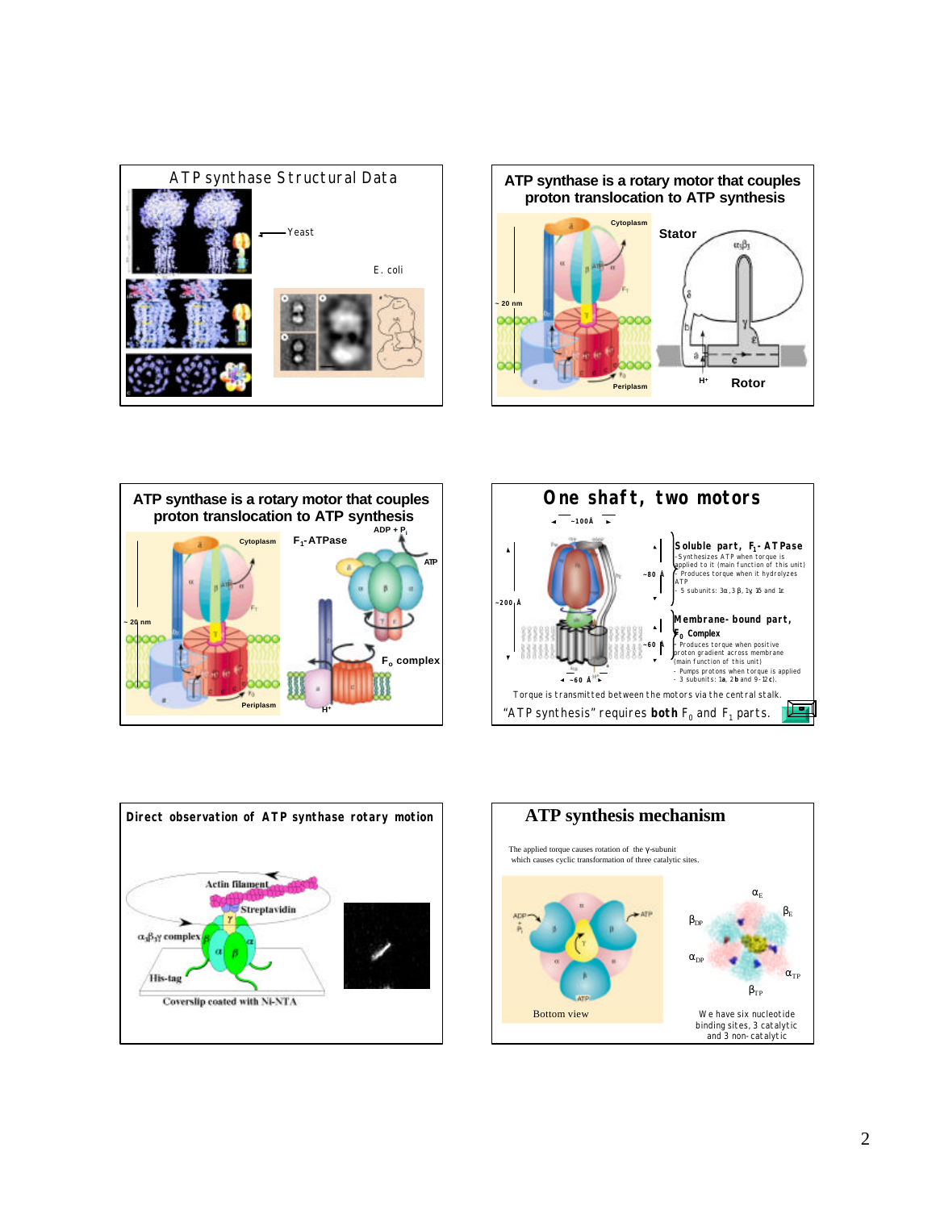## ATP synthase Structural Data

Yeast

E. coli

## ATP synthase is a rotary motor that couples proton translocation to ATP synthesis

Cytoplasm

Stator

~ 20 nm

Periplasm

$H^+$

Rotor

## ATP synthase is a rotary motor that couples proton translocation to ATP synthesis

Cytoplasm

$F_1$-ATPase

ADP + $P_i$

ATP

~ 20 nm

$F_o$ complex

Periplasm

$H^+$

## One shaft, two motors

~100Å

~200 Å

~80 Å

~60 Å

~60 Å

**Soluble part, $F_1$- ATPase**

- Synthesizes ATP when torque is applied to it (main function of this unit)
- Produces torque when it hydrolyzes ATP
- 5 subunits: 3α, 3β, 1γ, 1δ and 1ε

**Membrane- bound part, $F_0$ Complex**

- Produces torque when positive proton gradient across membrane (main function of this unit)
- Pumps protons when torque is applied
- 3 subunits: 1a, 2b and 9-12c).

Torque is transmitted between the motors via the central stalk.

"ATP synthesis" requires **both** $F_0$ and $F_1$ parts.

## Direct observation of ATP synthase rotary motion

Actin filament

Streptavidin

$\alpha_3\beta_3\gamma$ complex

His-tag

Coverslip coated with Ni-NTA

## ATP synthesis mechanism

The applied torque causes rotation of the γ-subunit which causes cyclic transformation of three catalytic sites.

ADP + $P_i$

ATP

Bottom view

$\alpha_E$

$\beta_E$

$\beta_{DP}$

$\alpha_{DP}$

$\alpha_{TP}$

$\beta_{TP}$

We have six nucleotide binding sites, 3 catalytic and 3 non-catalytic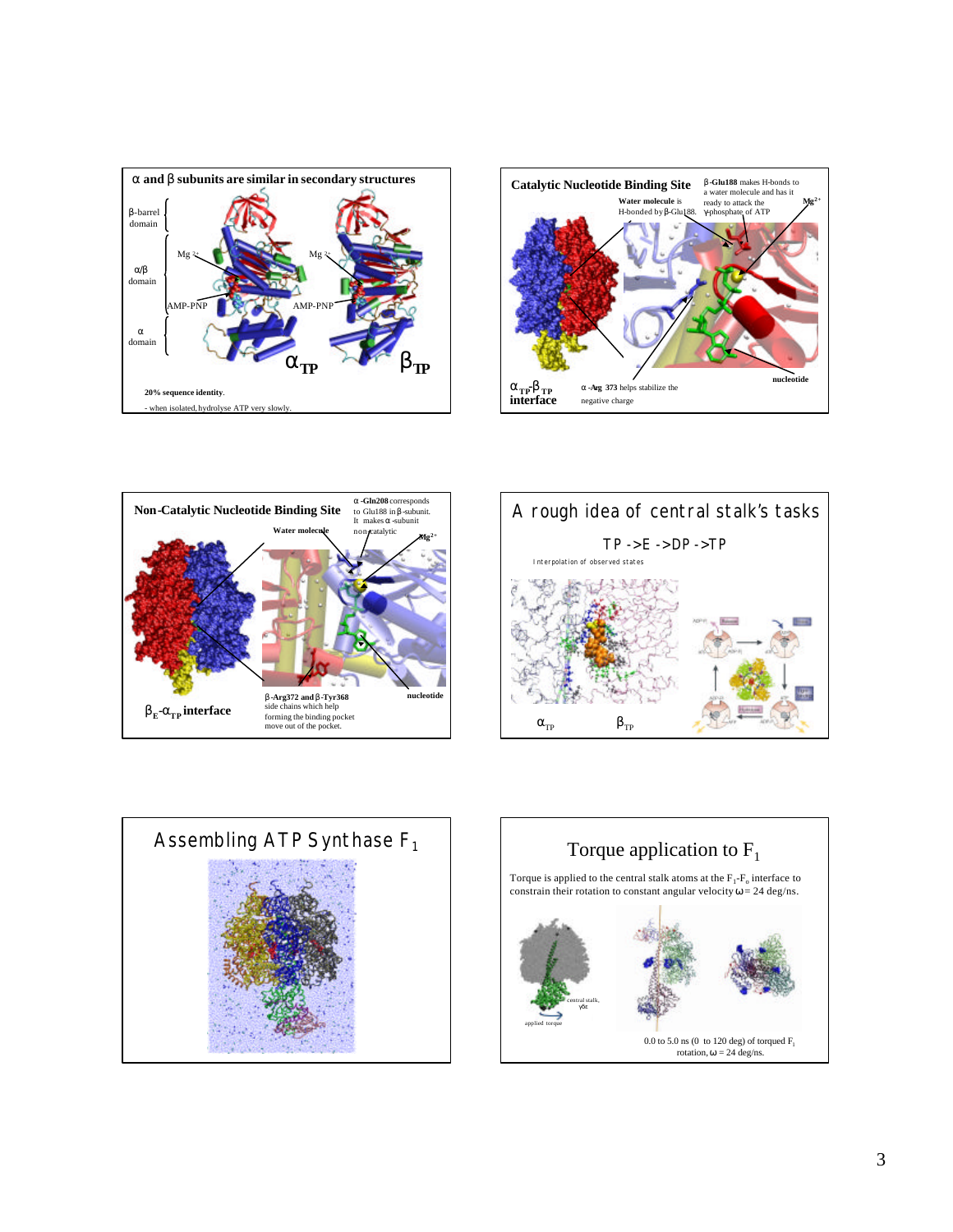## α and β subunits are similar in secondary structures

β-barrel domain

α/β domain

α domain

$Mg^{2+}$ &emsp; $Mg^{2+}$

AMP-PNP &emsp; AMP-PNP

$\alpha_{TP}$ &emsp; $\beta_{TP}$

**20% sequence identity**.

- when isolated, hydrolyse ATP very slowly.

## Catalytic Nucleotide Binding Site

**Water molecule** is H-bonded by β-Glu188.

β**-Glu188** makes H-bonds to a water molecule and has it ready to attack the γ-phosphate of ATP

$Mg^{2+}$

nucleotide

$\alpha_{TP}$-$\beta_{TP}$ **interface**

α **-Arg 373** helps stabilize the negative charge

## Non-Catalytic Nucleotide Binding Site

**Water molecule**

α **-Gln208** corresponds to Glu188 in β-subunit. It makes α -subunit non-catalytic

$Mg^{2+}$

β**-Arg372 and** β**-Tyr368** side chains which help forming the binding pocket move out of the pocket.

nucleotide

$\beta_E$-$\alpha_{TP}$ **interface**

## A rough idea of central stalk's tasks

TP ->E ->DP ->TP

Interpolation of observed states

$\alpha_{TP}$ &emsp; $\beta_{TP}$

## Assembling ATP Synthase $F_1$

## Torque application to $F_1$

Torque is applied to the central stalk atoms at the $F_1$-$F_o$ interface to constrain their rotation to constant angular velocity $\omega$ = 24 deg/ns.

central stalk, γδε

applied torque

0.0 to 5.0 ns (0 to 120 deg) of torqued $F_1$ rotation, $\omega$ = 24 deg/ns.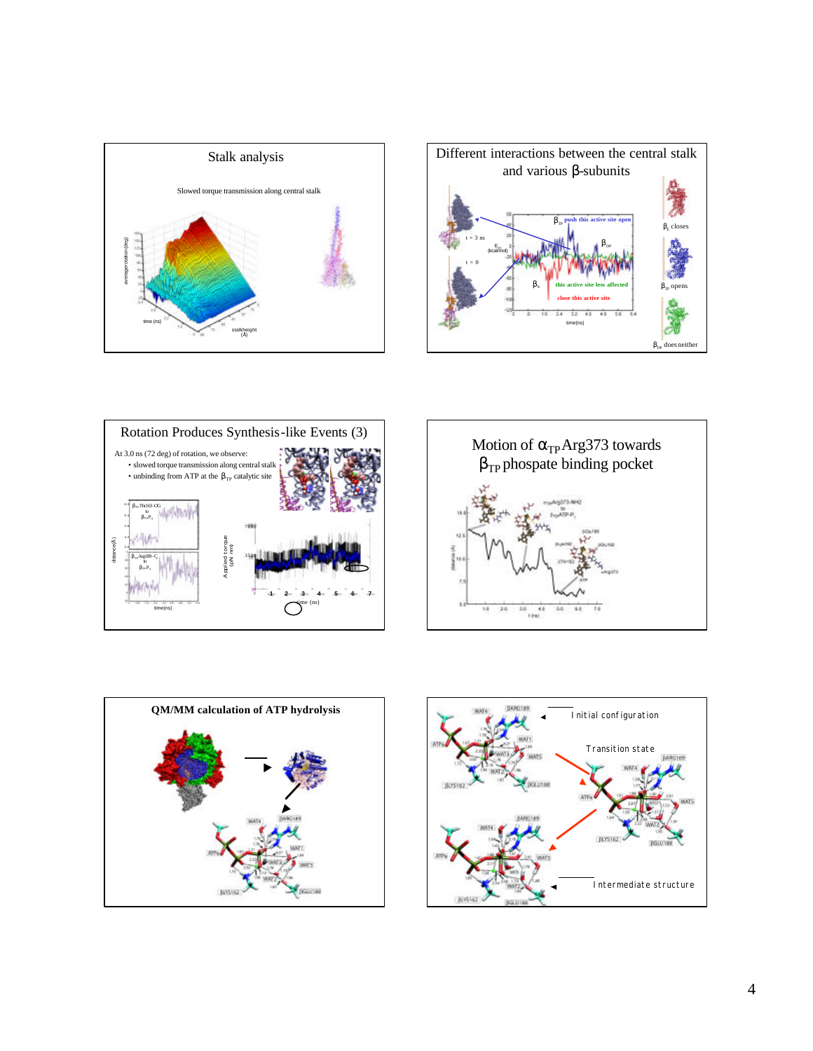## Stalk analysis

Slowed torque transmission along central stalk

## Different interactions between the central stalk and various β-subunits

$\beta_{TP}$ push this active site open

$\beta_{DP}$

$\beta_E$

this active site less affected

close this active site

$\beta_E$ closes

$\beta_{TP}$ opens

$\beta_{DP}$ does neither

## Rotation Produces Synthesis-like Events (3)

At 3.0 ns (72 deg) of rotation, we observe:

- slowed torque transmission along central stalk
- unbinding from ATP at the $\beta_{TP}$ catalytic site

## Motion of $\alpha_{TP}$Arg373 towards $\beta_{TP}$ phospate binding pocket

## QM/MM calculation of ATP hydrolysis

Initial configuration

Transition state

Intermediate structure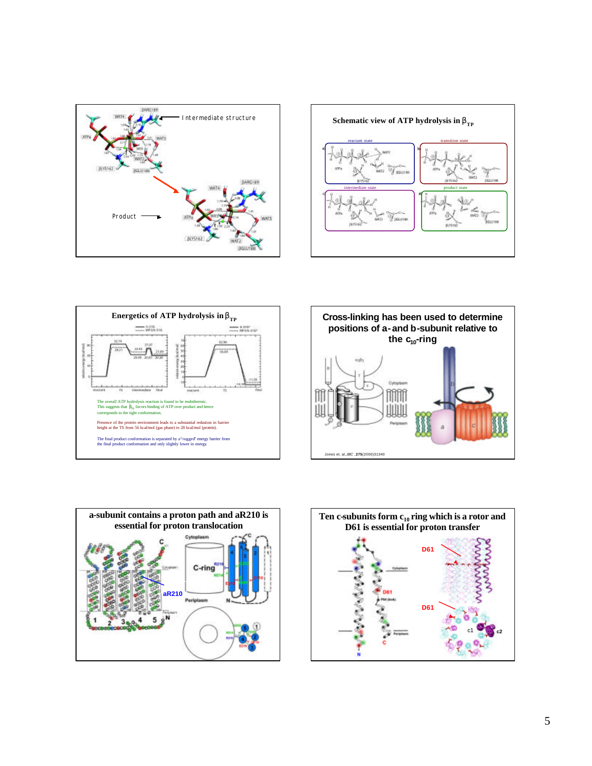Intermediate structure

Product

## Schematic view of ATP hydrolysis in $\beta_{TP}$

reactant state

transition state

intermediate state

product state

## Energetics of ATP hydrolysis in $\beta_{TP}$

The overall ATP hydrolysis reaction is found to be endothermic. This suggests that $\beta_{TP}$ favors binding of ATP over product and hence corresponds to the tight conformation.

Presence of the protein environment leads to a substantial reduction in barrier height at the TS from 56 kcal/mol (gas phase) to 28 kcal/mol (protein).

The final product conformation is separated by a "rugged" energy barrier from the final product conformation and only slightly lower in energy.

## Cross-linking has been used to determine positions of a- and b-subunit relative to the $c_{10}$-ring

Jones et. al. *JBC*, **275**(2000)31340

## a-subunit contains a proton path and aR210 is essential for proton translocation

aR210

## Ten c-subunits form $c_{10}$ ring which is a rotor and D61 is essential for proton transfer

D61

D61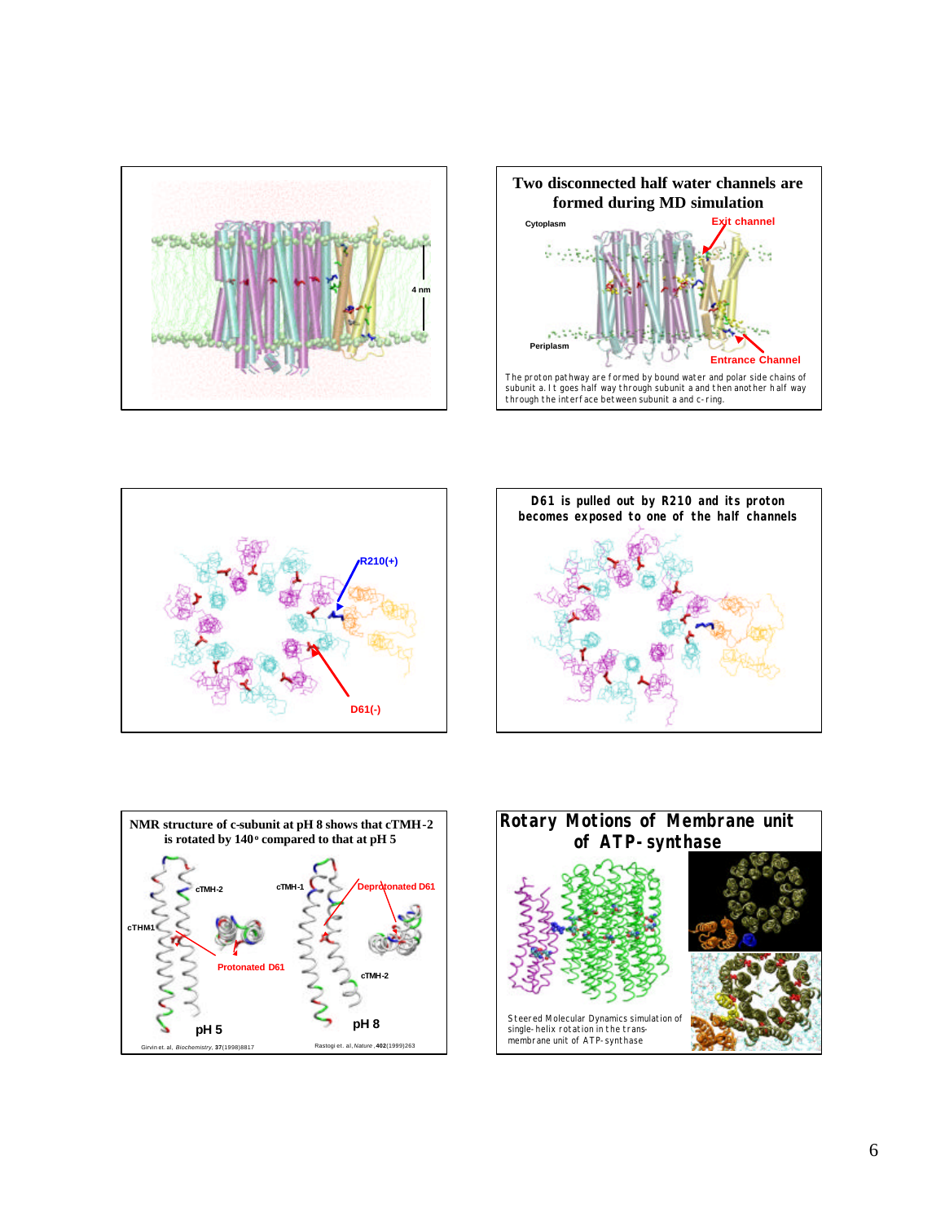4 nm

## Two disconnected half water channels are formed during MD simulation

Cytoplasm

Exit channel

Periplasm

Entrance Channel

The proton pathway are formed by bound water and polar side chains of subunit a. It goes half way through subunit a and then another half way through the interface between subunit a and c-ring.

R210(+)

D61(-)

## D61 is pulled out by R210 and its proton becomes exposed to one of the half channels

## NMR structure of c-subunit at pH 8 shows that cTMH-2 is rotated by 140° compared to that at pH 5

cTMH-2

cTHM1

Protonated D61

pH 5

cTMH-1

Deprotonated D61

cTMH-2

pH 8

Girvin et. al, *Biochemistry*, **37**(1998)8817

Rastogi et. al, *Nature*, **402**(1999)263

## Rotary Motions of Membrane unit of ATP-synthase

Steered Molecular Dynamics simulation of single-helix rotation in the trans-membrane unit of ATP-synthase